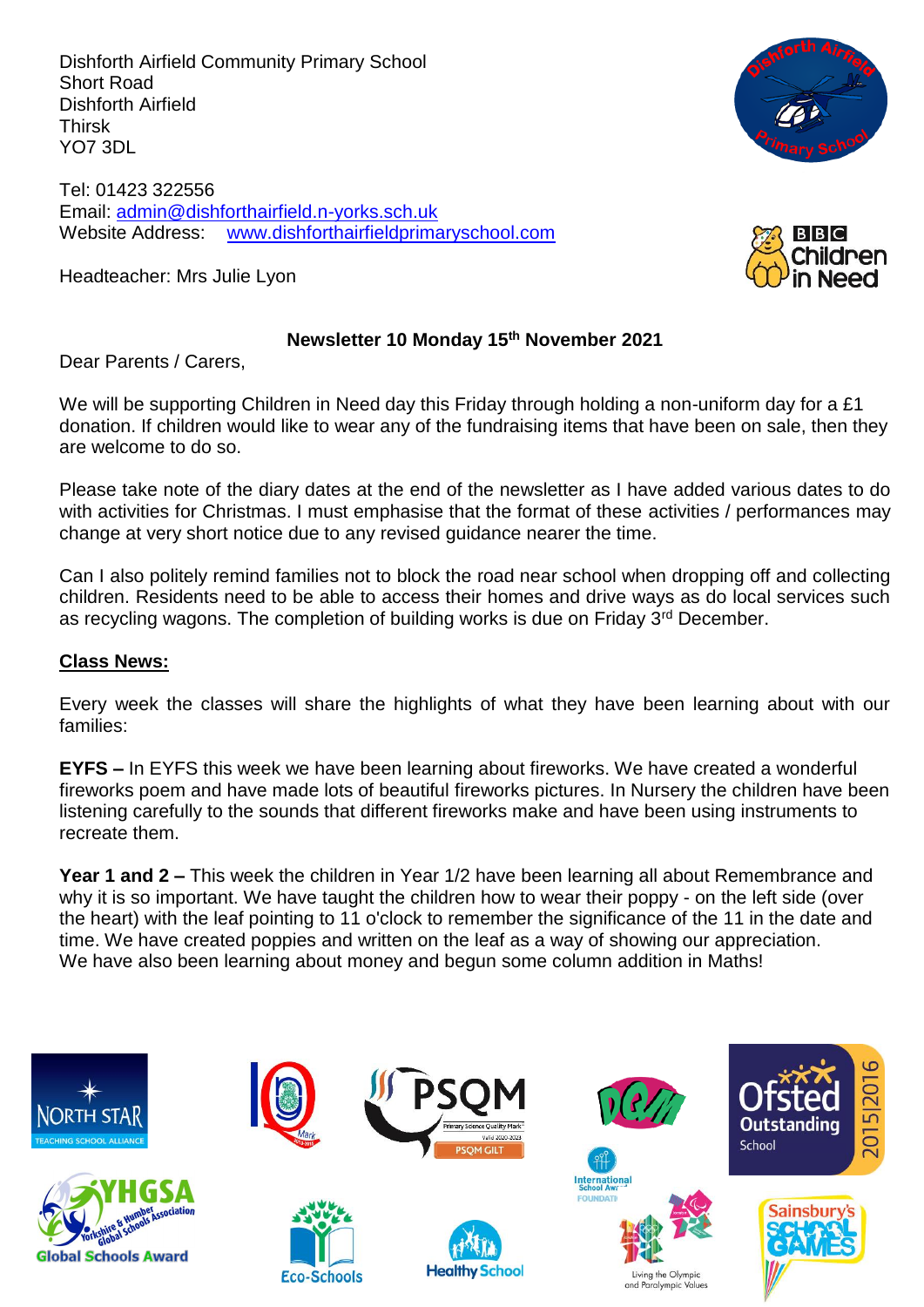Dishforth Airfield Community Primary School
Short Road
Dishforth Airfield
Thirsk
YO7 3DL

Tel: 01423 322556
Email: admin@dishforthairfield.n-yorks.sch.uk
Website Address: www.dishforthairfieldprimaryschool.com

Headteacher: Mrs Julie Lyon

**Newsletter 10 Monday 15th November 2021**

Dear Parents / Carers,

We will be supporting Children in Need day this Friday through holding a non-uniform day for a £1 donation. If children would like to wear any of the fundraising items that have been on sale, then they are welcome to do so.

Please take note of the diary dates at the end of the newsletter as I have added various dates to do with activities for Christmas. I must emphasise that the format of these activities / performances may change at very short notice due to any revised guidance nearer the time.

Can I also politely remind families not to block the road near school when dropping off and collecting children. Residents need to be able to access their homes and drive ways as do local services such as recycling wagons. The completion of building works is due on Friday 3rd December.

**Class News:**

Every week the classes will share the highlights of what they have been learning about with our families:

**EYFS –** In EYFS this week we have been learning about fireworks. We have created a wonderful fireworks poem and have made lots of beautiful fireworks pictures. In Nursery the children have been listening carefully to the sounds that different fireworks make and have been using instruments to recreate them.

**Year 1 and 2 –** This week the children in Year 1/2 have been learning all about Remembrance and why it is so important. We have taught the children how to wear their poppy - on the left side (over the heart) with the leaf pointing to 11 o'clock to remember the significance of the 11 in the date and time. We have created poppies and written on the leaf as a way of showing our appreciation. We have also been learning about money and begun some column addition in Maths!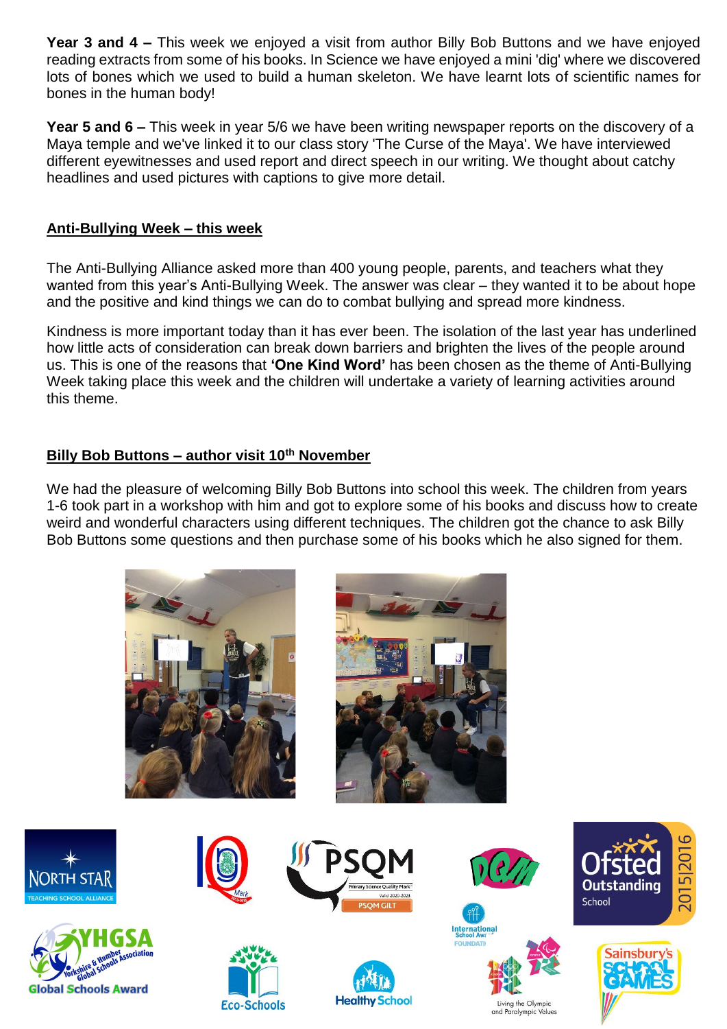**Year 3 and 4 –** This week we enjoyed a visit from author Billy Bob Buttons and we have enjoyed reading extracts from some of his books. In Science we have enjoyed a mini 'dig' where we discovered lots of bones which we used to build a human skeleton. We have learnt lots of scientific names for bones in the human body!

**Year 5 and 6 –** This week in year 5/6 we have been writing newspaper reports on the discovery of a Maya temple and we've linked it to our class story 'The Curse of the Maya'. We have interviewed different eyewitnesses and used report and direct speech in our writing. We thought about catchy headlines and used pictures with captions to give more detail.

## Anti-Bullying Week – this week

The Anti-Bullying Alliance asked more than 400 young people, parents, and teachers what they wanted from this year's Anti-Bullying Week. The answer was clear – they wanted it to be about hope and the positive and kind things we can do to combat bullying and spread more kindness.

Kindness is more important today than it has ever been. The isolation of the last year has underlined how little acts of consideration can break down barriers and brighten the lives of the people around us. This is one of the reasons that **'One Kind Word'** has been chosen as the theme of Anti-Bullying Week taking place this week and the children will undertake a variety of learning activities around this theme.

## Billy Bob Buttons – author visit 10th November

We had the pleasure of welcoming Billy Bob Buttons into school this week. The children from years 1-6 took part in a workshop with him and got to explore some of his books and discuss how to create weird and wonderful characters using different techniques. The children got the chance to ask Billy Bob Buttons some questions and then purchase some of his books which he also signed for them.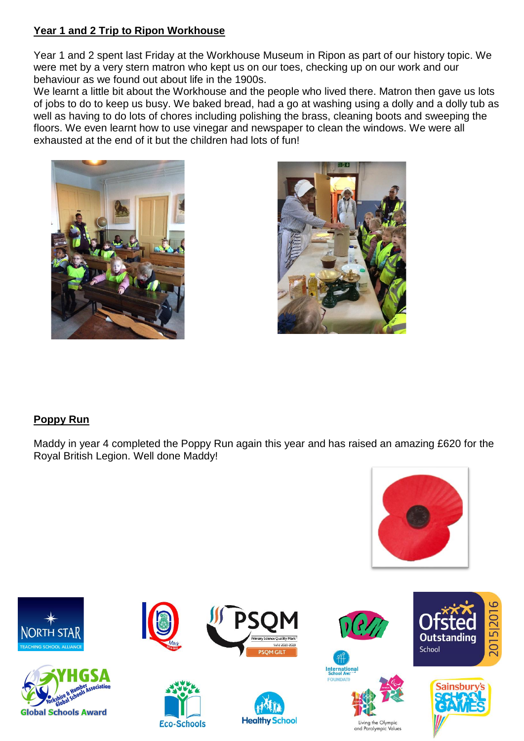## Year 1 and 2 Trip to Ripon Workhouse

Year 1 and 2 spent last Friday at the Workhouse Museum in Ripon as part of our history topic. We were met by a very stern matron who kept us on our toes, checking up on our work and our behaviour as we found out about life in the 1900s.

We learnt a little bit about the Workhouse and the people who lived there. Matron then gave us lots of jobs to do to keep us busy. We baked bread, had a go at washing using a dolly and a dolly tub as well as having to do lots of chores including polishing the brass, cleaning boots and sweeping the floors. We even learnt how to use vinegar and newspaper to clean the windows. We were all exhausted at the end of it but the children had lots of fun!

## Poppy Run

Maddy in year 4 completed the Poppy Run again this year and has raised an amazing £620 for the Royal British Legion. Well done Maddy!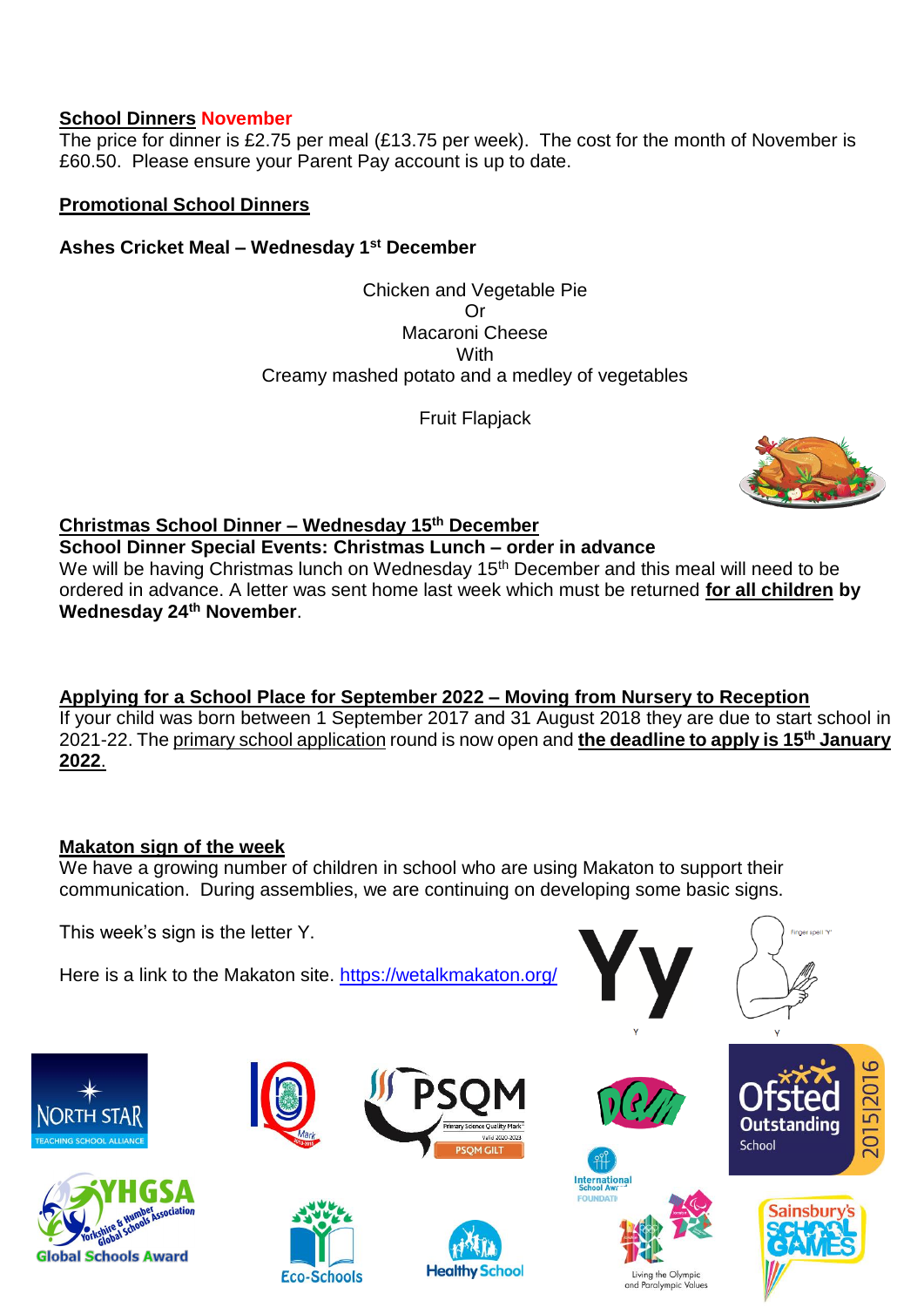**School Dinners November**

The price for dinner is £2.75 per meal (£13.75 per week). The cost for the month of November is £60.50. Please ensure your Parent Pay account is up to date.

**Promotional School Dinners**

**Ashes Cricket Meal – Wednesday 1st December**

Chicken and Vegetable Pie
Or
Macaroni Cheese
With
Creamy mashed potato and a medley of vegetables

Fruit Flapjack

**Christmas School Dinner – Wednesday 15th December**

**School Dinner Special Events: Christmas Lunch – order in advance**

We will be having Christmas lunch on Wednesday 15th December and this meal will need to be ordered in advance. A letter was sent home last week which must be returned **for all children by Wednesday 24th November**.

**Applying for a School Place for September 2022 – Moving from Nursery to Reception**

If your child was born between 1 September 2017 and 31 August 2018 they are due to start school in 2021-22. The primary school application round is now open and **the deadline to apply is 15th January 2022**.

**Makaton sign of the week**

We have a growing number of children in school who are using Makaton to support their communication. During assemblies, we are continuing on developing some basic signs.

This week's sign is the letter Y.

Here is a link to the Makaton site. https://wetalkmakaton.org/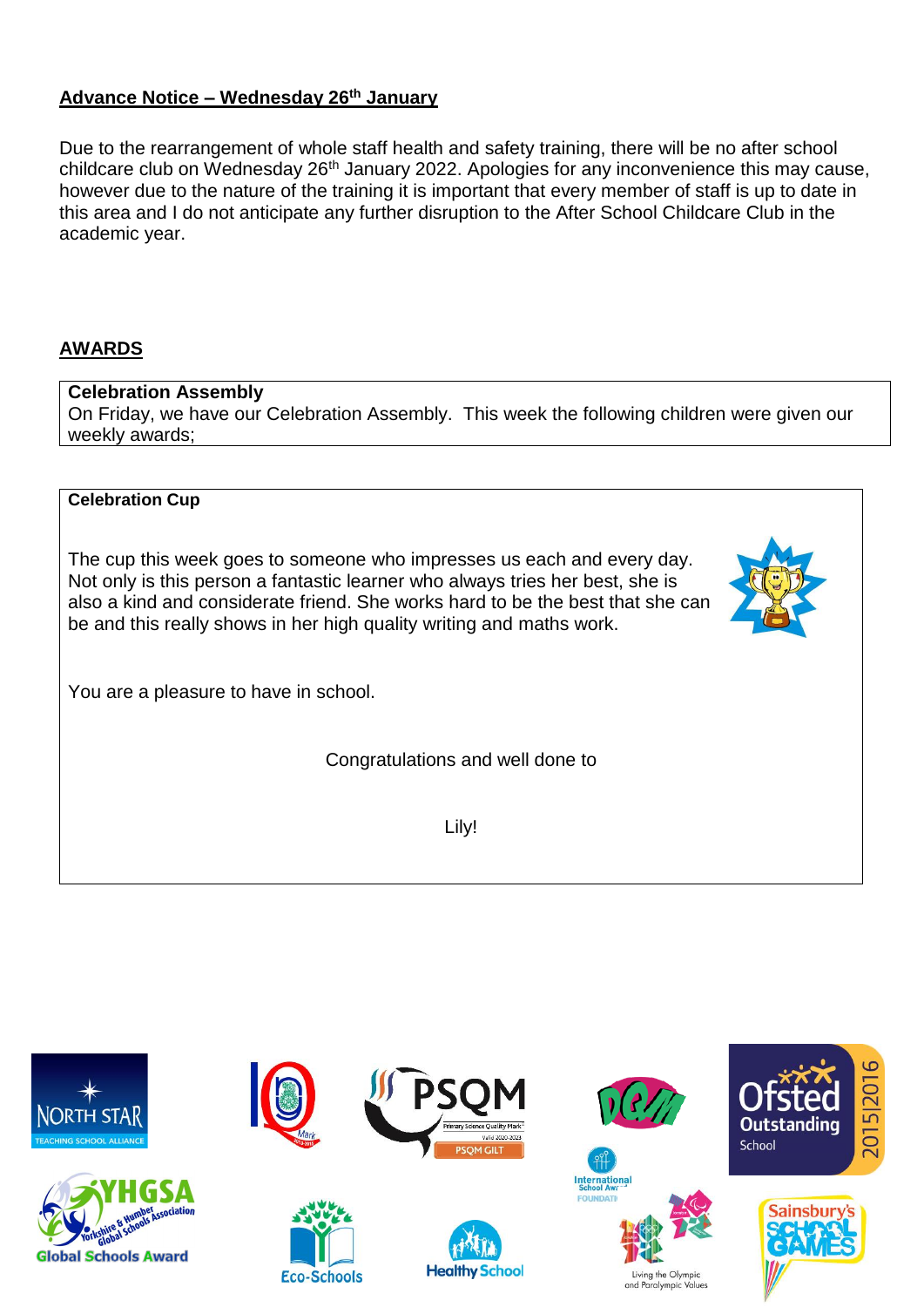**Advance Notice – Wednesday 26th January**

Due to the rearrangement of whole staff health and safety training, there will be no after school childcare club on Wednesday 26th January 2022. Apologies for any inconvenience this may cause, however due to the nature of the training it is important that every member of staff is up to date in this area and I do not anticipate any further disruption to the After School Childcare Club in the academic year.

## AWARDS

**Celebration Assembly**

On Friday, we have our Celebration Assembly. This week the following children were given our weekly awards;

**Celebration Cup**

The cup this week goes to someone who impresses us each and every day. Not only is this person a fantastic learner who always tries her best, she is also a kind and considerate friend. She works hard to be the best that she can be and this really shows in her high quality writing and maths work.

You are a pleasure to have in school.

Congratulations and well done to

Lily!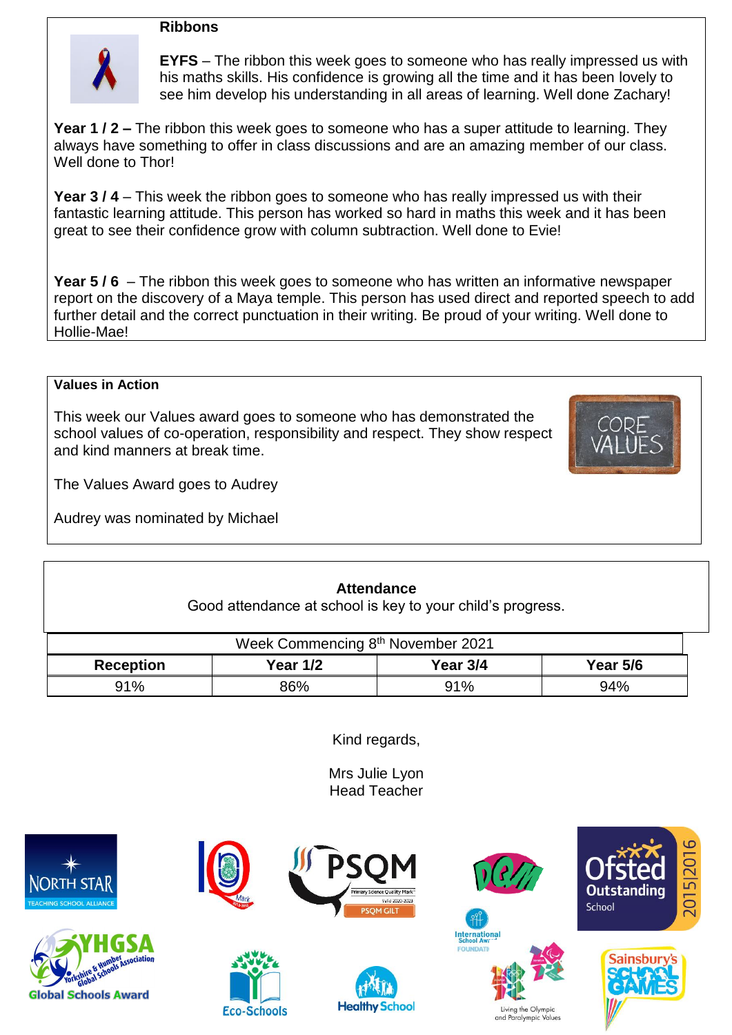## Ribbons

**EYFS** – The ribbon this week goes to someone who has really impressed us with his maths skills. His confidence is growing all the time and it has been lovely to see him develop his understanding in all areas of learning. Well done Zachary!

**Year 1 / 2 –** The ribbon this week goes to someone who has a super attitude to learning. They always have something to offer in class discussions and are an amazing member of our class. Well done to Thor!

**Year 3 / 4** – This week the ribbon goes to someone who has really impressed us with their fantastic learning attitude. This person has worked so hard in maths this week and it has been great to see their confidence grow with column subtraction. Well done to Evie!

**Year 5 / 6** – The ribbon this week goes to someone who has written an informative newspaper report on the discovery of a Maya temple. This person has used direct and reported speech to add further detail and the correct punctuation in their writing. Be proud of your writing. Well done to Hollie-Mae!

## Values in Action

This week our Values award goes to someone who has demonstrated the school values of co-operation, responsibility and respect. They show respect and kind manners at break time.

The Values Award goes to Audrey

Audrey was nominated by Michael

## Attendance

Good attendance at school is key to your child's progress.

| Week Commencing 8th November 2021 | | | |
|---|---|---|---|
| **Reception** | **Year 1/2** | **Year 3/4** | **Year 5/6** |
| 91% | 86% | 91% | 94% |

Kind regards,

Mrs Julie Lyon
Head Teacher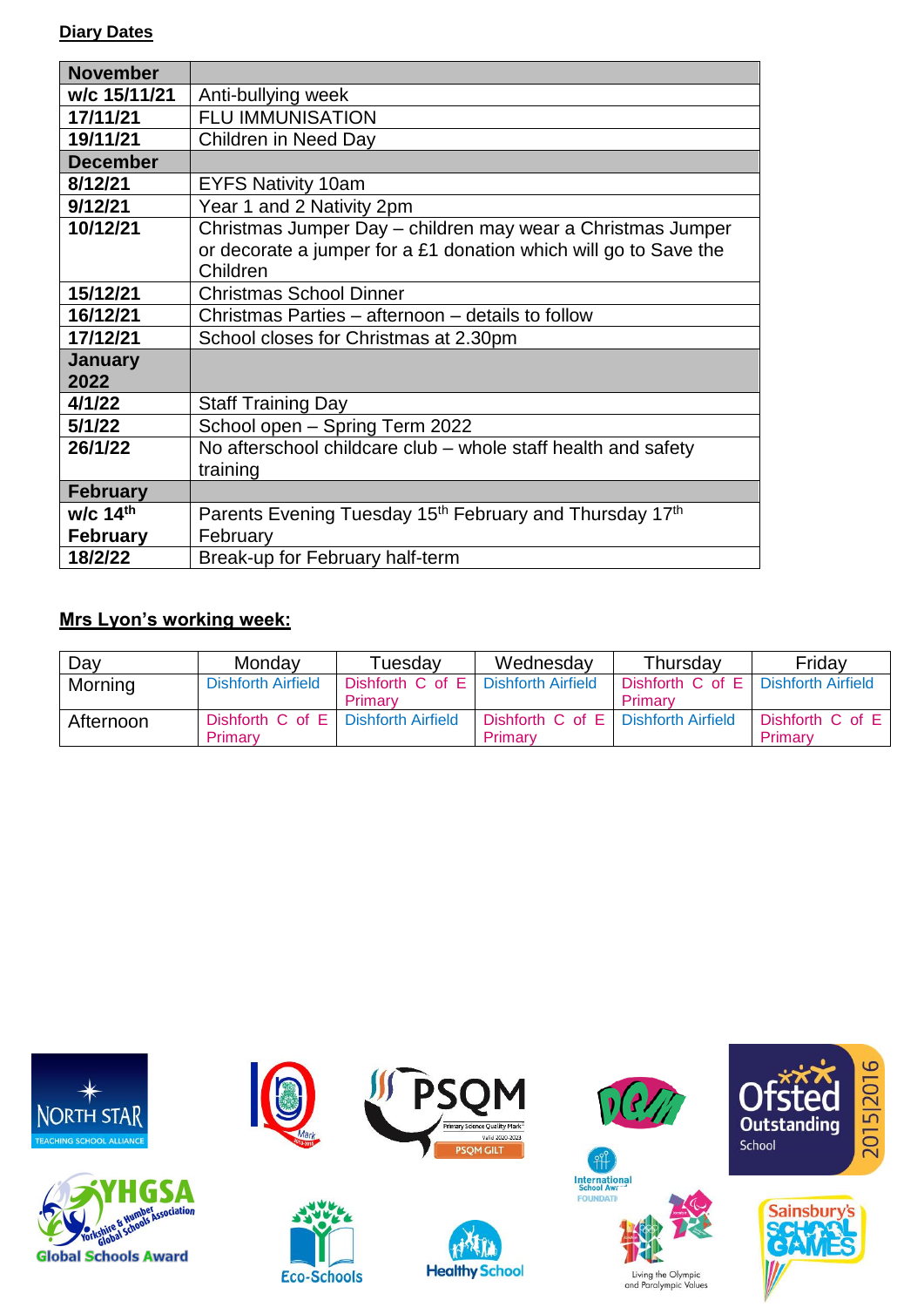**Diary Dates**

| | |
|---|---|
| **November** | |
| **w/c 15/11/21** | Anti-bullying week |
| **17/11/21** | FLU IMMUNISATION |
| **19/11/21** | Children in Need Day |
| **December** | |
| **8/12/21** | EYFS Nativity 10am |
| **9/12/21** | Year 1 and 2 Nativity 2pm |
| **10/12/21** | Christmas Jumper Day – children may wear a Christmas Jumper or decorate a jumper for a £1 donation which will go to Save the Children |
| **15/12/21** | Christmas School Dinner |
| **16/12/21** | Christmas Parties – afternoon – details to follow |
| **17/12/21** | School closes for Christmas at 2.30pm |
| **January 2022** | |
| **4/1/22** | Staff Training Day |
| **5/1/22** | School open – Spring Term 2022 |
| **26/1/22** | No afterschool childcare club – whole staff health and safety training |
| **February** | |
| **w/c 14th February** | Parents Evening Tuesday 15th February and Thursday 17th February |
| **18/2/22** | Break-up for February half-term |

**Mrs Lyon's working week:**

| Day | Monday | Tuesday | Wednesday | Thursday | Friday |
|---|---|---|---|---|---|
| Morning | Dishforth Airfield | Dishforth C of E Primary | Dishforth Airfield | Dishforth C of E Primary | Dishforth Airfield |
| Afternoon | Dishforth C of E Primary | Dishforth Airfield | Dishforth C of E Primary | Dishforth Airfield | Dishforth C of E Primary |